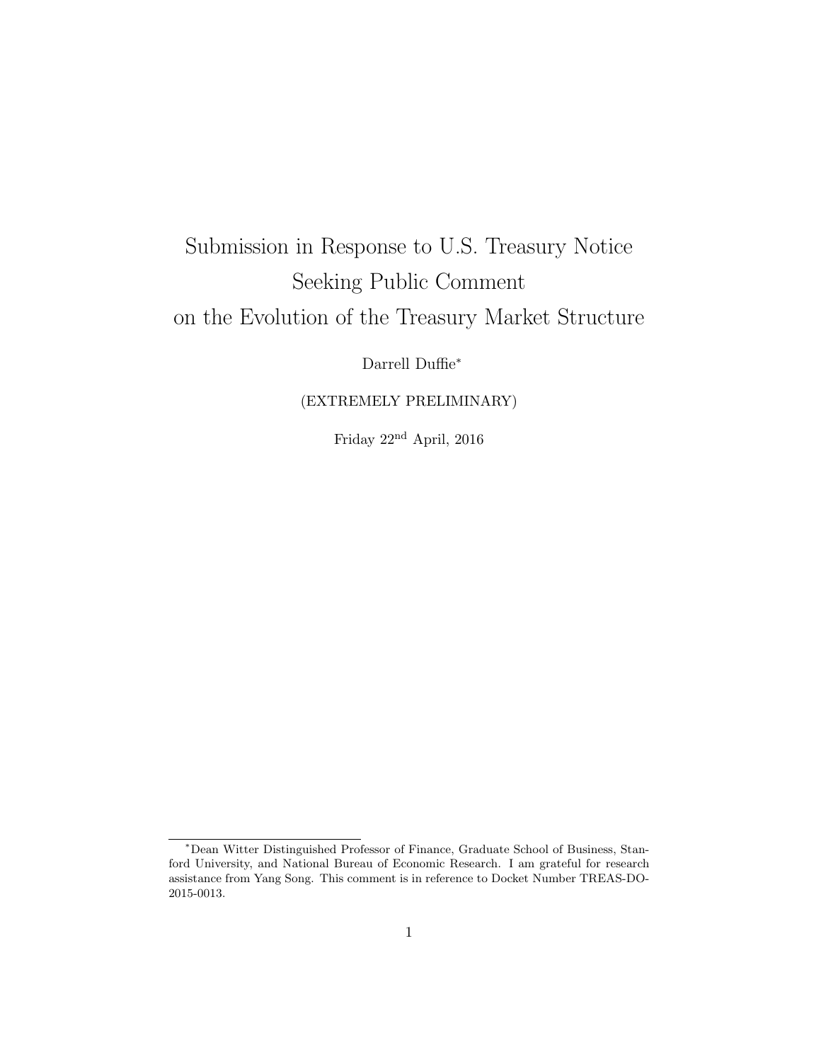# Submission in Response to U.S. Treasury Notice Seeking Public Comment on the Evolution of the Treasury Market Structure

Darrell Duffie*

(EXTREMELY PRELIMINARY)

Friday 22nd April, 2016

*Dean Witter Distinguished Professor of Finance, Graduate School of Business, Stanford University, and National Bureau of Economic Research. I am grateful for research assistance from Yang Song. This comment is in reference to Docket Number TREAS-DO-2015-0013.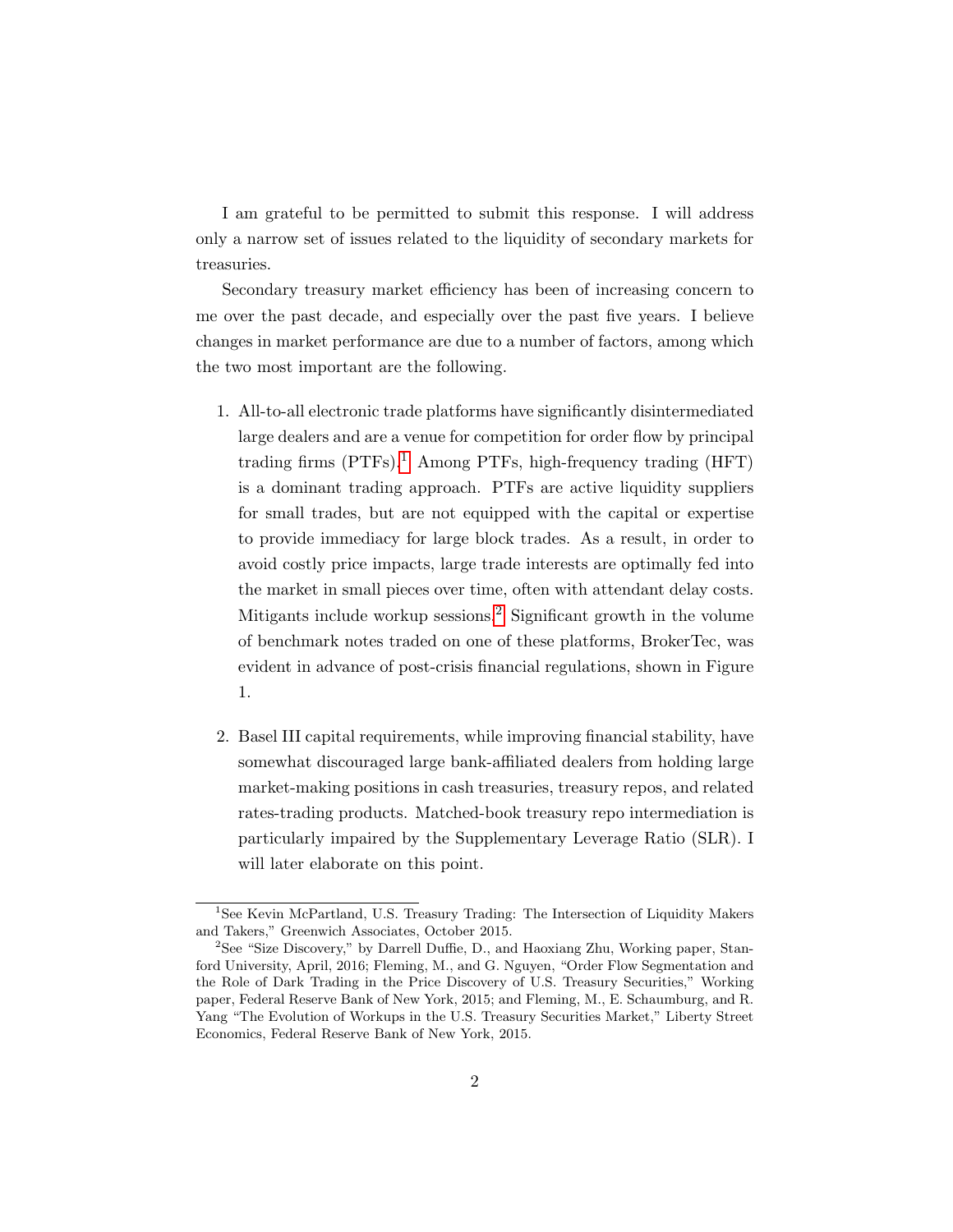I am grateful to be permitted to submit this response. I will address only a narrow set of issues related to the liquidity of secondary markets for treasuries.

Secondary treasury market efficiency has been of increasing concern to me over the past decade, and especially over the past five years. I believe changes in market performance are due to a number of factors, among which the two most important are the following.

1. All-to-all electronic trade platforms have significantly disintermediated large dealers and are a venue for competition for order flow by principal trading firms (PTFs).[1] Among PTFs, high-frequency trading (HFT) is a dominant trading approach. PTFs are active liquidity suppliers for small trades, but are not equipped with the capital or expertise to provide immediacy for large block trades. As a result, in order to avoid costly price impacts, large trade interests are optimally fed into the market in small pieces over time, often with attendant delay costs. Mitigants include workup sessions.[2] Significant growth in the volume of benchmark notes traded on one of these platforms, BrokerTec, was evident in advance of post-crisis financial regulations, shown in Figure 1.

2. Basel III capital requirements, while improving financial stability, have somewhat discouraged large bank-affiliated dealers from holding large market-making positions in cash treasuries, treasury repos, and related rates-trading products. Matched-book treasury repo intermediation is particularly impaired by the Supplementary Leverage Ratio (SLR). I will later elaborate on this point.

---

[1] See Kevin McPartland, U.S. Treasury Trading: The Intersection of Liquidity Makers and Takers," Greenwich Associates, October 2015.

[2] See "Size Discovery," by Darrell Duffie, D., and Haoxiang Zhu, Working paper, Stanford University, April, 2016; Fleming, M., and G. Nguyen, "Order Flow Segmentation and the Role of Dark Trading in the Price Discovery of U.S. Treasury Securities," Working paper, Federal Reserve Bank of New York, 2015; and Fleming, M., E. Schaumburg, and R. Yang "The Evolution of Workups in the U.S. Treasury Securities Market," Liberty Street Economics, Federal Reserve Bank of New York, 2015.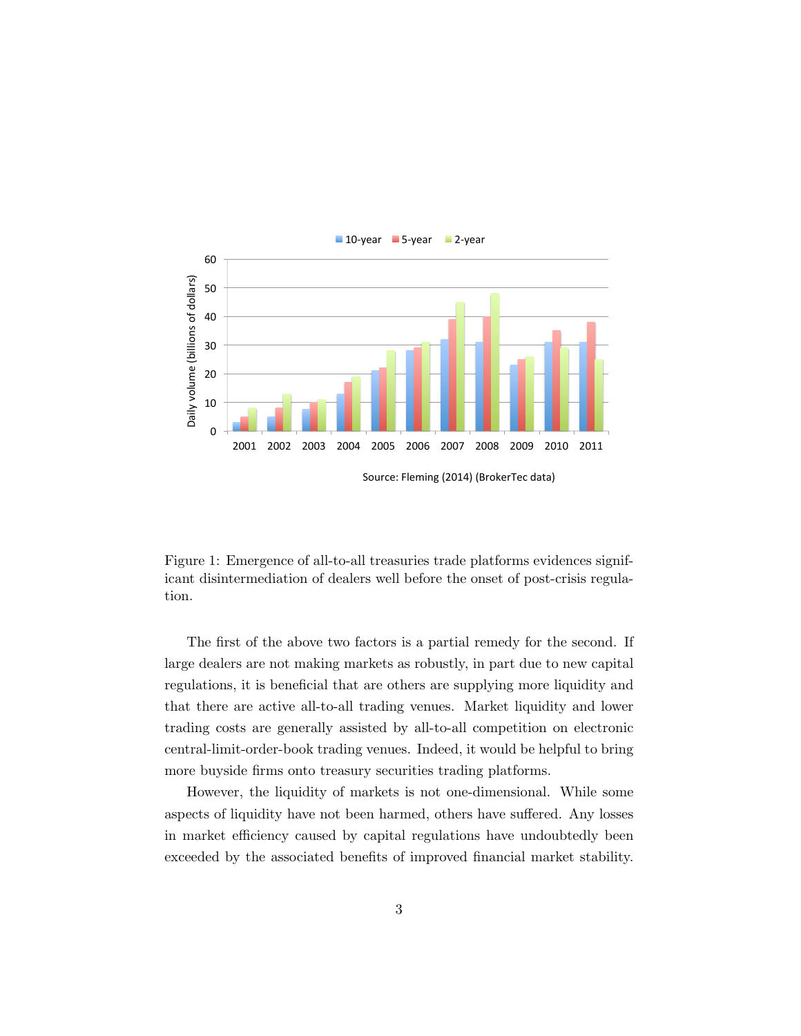Figure 1: Emergence of all-to-all treasuries trade platforms evidences significant disintermediation of dealers well before the onset of post-crisis regulation.

The first of the above two factors is a partial remedy for the second. If large dealers are not making markets as robustly, in part due to new capital regulations, it is beneficial that are others are supplying more liquidity and that there are active all-to-all trading venues. Market liquidity and lower trading costs are generally assisted by all-to-all competition on electronic central-limit-order-book trading venues. Indeed, it would be helpful to bring more buyside firms onto treasury securities trading platforms.

However, the liquidity of markets is not one-dimensional. While some aspects of liquidity have not been harmed, others have suffered. Any losses in market efficiency caused by capital regulations have undoubtedly been exceeded by the associated benefits of improved financial market stability.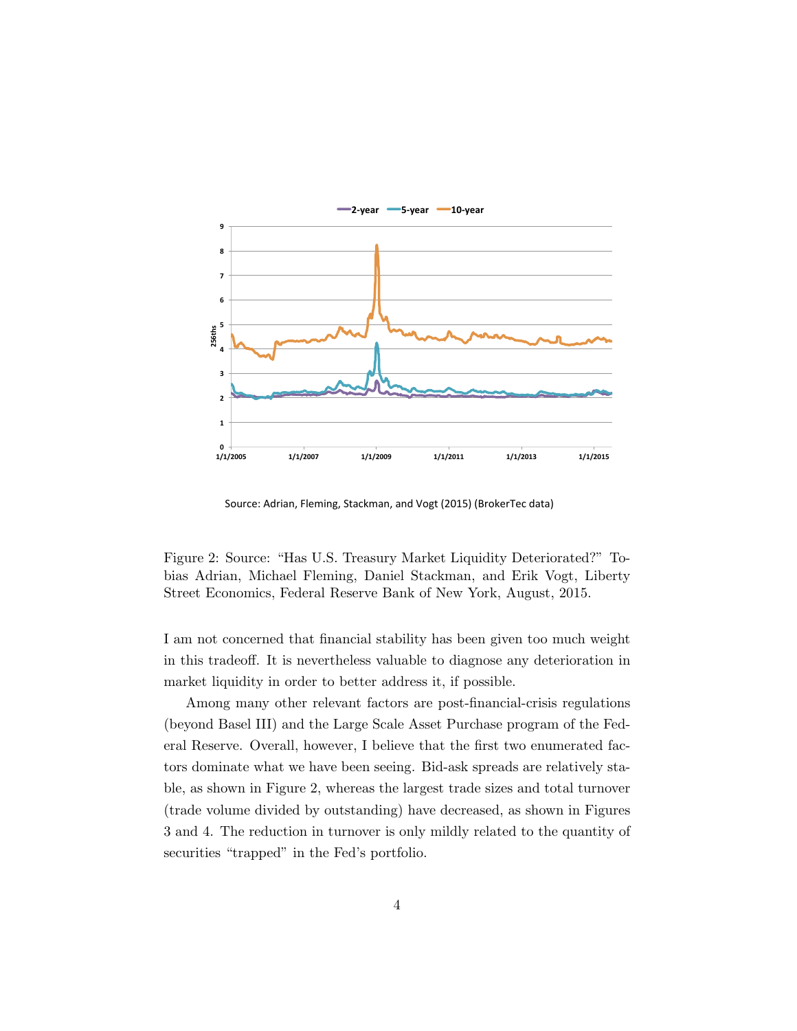Source: Adrian, Fleming, Stackman, and Vogt (2015) (BrokerTec data)

Figure 2: Source: "Has U.S. Treasury Market Liquidity Deteriorated?" Tobias Adrian, Michael Fleming, Daniel Stackman, and Erik Vogt, Liberty Street Economics, Federal Reserve Bank of New York, August, 2015.

I am not concerned that financial stability has been given too much weight in this tradeoff. It is nevertheless valuable to diagnose any deterioration in market liquidity in order to better address it, if possible.

Among many other relevant factors are post-financial-crisis regulations (beyond Basel III) and the Large Scale Asset Purchase program of the Federal Reserve. Overall, however, I believe that the first two enumerated factors dominate what we have been seeing. Bid-ask spreads are relatively stable, as shown in Figure 2, whereas the largest trade sizes and total turnover (trade volume divided by outstanding) have decreased, as shown in Figures 3 and 4. The reduction in turnover is only mildly related to the quantity of securities "trapped" in the Fed's portfolio.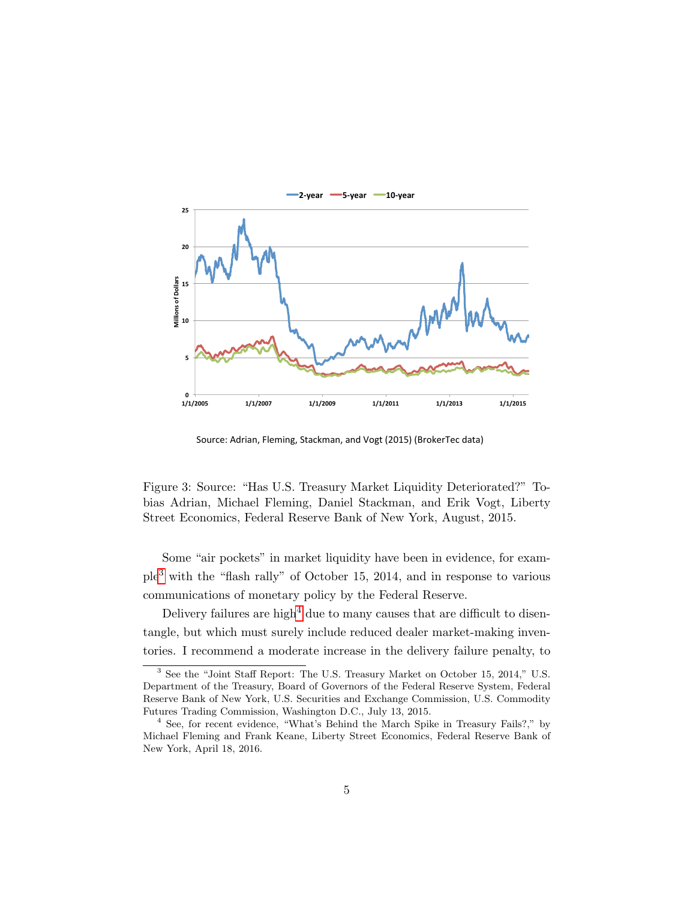Source: Adrian, Fleming, Stackman, and Vogt (2015) (BrokerTec data)

Figure 3: Source: "Has U.S. Treasury Market Liquidity Deteriorated?" Tobias Adrian, Michael Fleming, Daniel Stackman, and Erik Vogt, Liberty Street Economics, Federal Reserve Bank of New York, August, 2015.

Some "air pockets" in market liquidity have been in evidence, for example[3] with the "flash rally" of October 15, 2014, and in response to various communications of monetary policy by the Federal Reserve.

Delivery failures are high[4] due to many causes that are difficult to disentangle, but which must surely include reduced dealer market-making inventories. I recommend a moderate increase in the delivery failure penalty, to

[3] See the "Joint Staff Report: The U.S. Treasury Market on October 15, 2014," U.S. Department of the Treasury, Board of Governors of the Federal Reserve System, Federal Reserve Bank of New York, U.S. Securities and Exchange Commission, U.S. Commodity Futures Trading Commission, Washington D.C., July 13, 2015.

[4] See, for recent evidence, "What's Behind the March Spike in Treasury Fails?," by Michael Fleming and Frank Keane, Liberty Street Economics, Federal Reserve Bank of New York, April 18, 2016.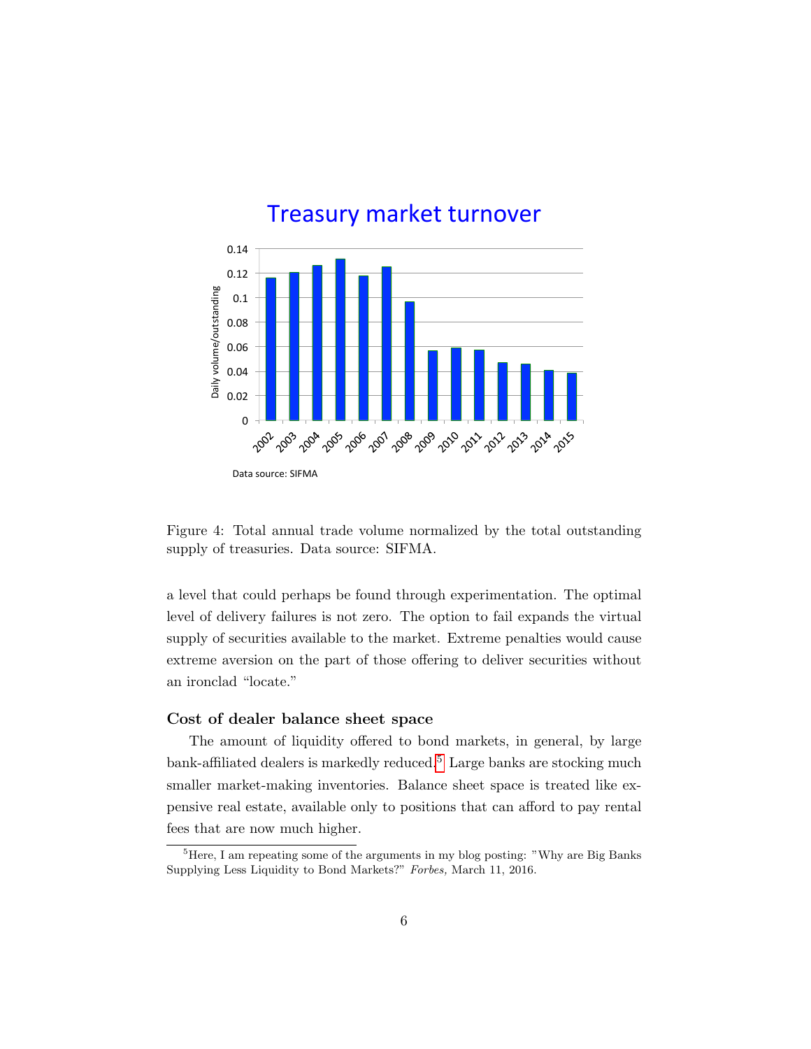Figure 4: Total annual trade volume normalized by the total outstanding supply of treasuries. Data source: SIFMA.

a level that could perhaps be found through experimentation. The optimal level of delivery failures is not zero. The option to fail expands the virtual supply of securities available to the market. Extreme penalties would cause extreme aversion on the part of those offering to deliver securities without an ironclad "locate."

### Cost of dealer balance sheet space

The amount of liquidity offered to bond markets, in general, by large bank-affiliated dealers is markedly reduced.[5] Large banks are stocking much smaller market-making inventories. Balance sheet space is treated like expensive real estate, available only to positions that can afford to pay rental fees that are now much higher.

[5]Here, I am repeating some of the arguments in my blog posting: "Why are Big Banks Supplying Less Liquidity to Bond Markets?" *Forbes,* March 11, 2016.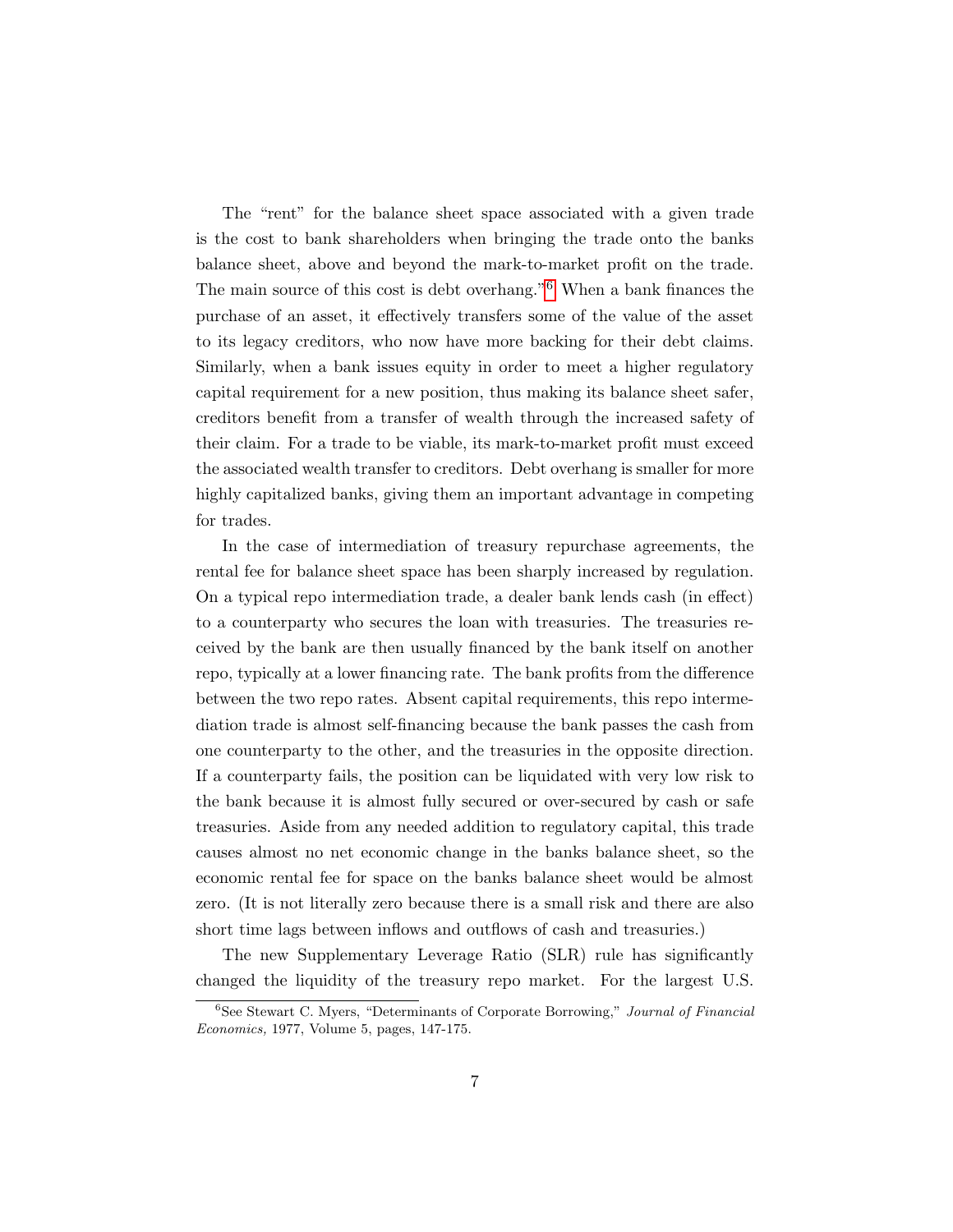The "rent" for the balance sheet space associated with a given trade is the cost to bank shareholders when bringing the trade onto the banks balance sheet, above and beyond the mark-to-market profit on the trade. The main source of this cost is debt overhang."[6] When a bank finances the purchase of an asset, it effectively transfers some of the value of the asset to its legacy creditors, who now have more backing for their debt claims. Similarly, when a bank issues equity in order to meet a higher regulatory capital requirement for a new position, thus making its balance sheet safer, creditors benefit from a transfer of wealth through the increased safety of their claim. For a trade to be viable, its mark-to-market profit must exceed the associated wealth transfer to creditors. Debt overhang is smaller for more highly capitalized banks, giving them an important advantage in competing for trades.

In the case of intermediation of treasury repurchase agreements, the rental fee for balance sheet space has been sharply increased by regulation. On a typical repo intermediation trade, a dealer bank lends cash (in effect) to a counterparty who secures the loan with treasuries. The treasuries received by the bank are then usually financed by the bank itself on another repo, typically at a lower financing rate. The bank profits from the difference between the two repo rates. Absent capital requirements, this repo intermediation trade is almost self-financing because the bank passes the cash from one counterparty to the other, and the treasuries in the opposite direction. If a counterparty fails, the position can be liquidated with very low risk to the bank because it is almost fully secured or over-secured by cash or safe treasuries. Aside from any needed addition to regulatory capital, this trade causes almost no net economic change in the banks balance sheet, so the economic rental fee for space on the banks balance sheet would be almost zero. (It is not literally zero because there is a small risk and there are also short time lags between inflows and outflows of cash and treasuries.)

The new Supplementary Leverage Ratio (SLR) rule has significantly changed the liquidity of the treasury repo market. For the largest U.S.

---

[6] See Stewart C. Myers, "Determinants of Corporate Borrowing," *Journal of Financial Economics,* 1977, Volume 5, pages, 147-175.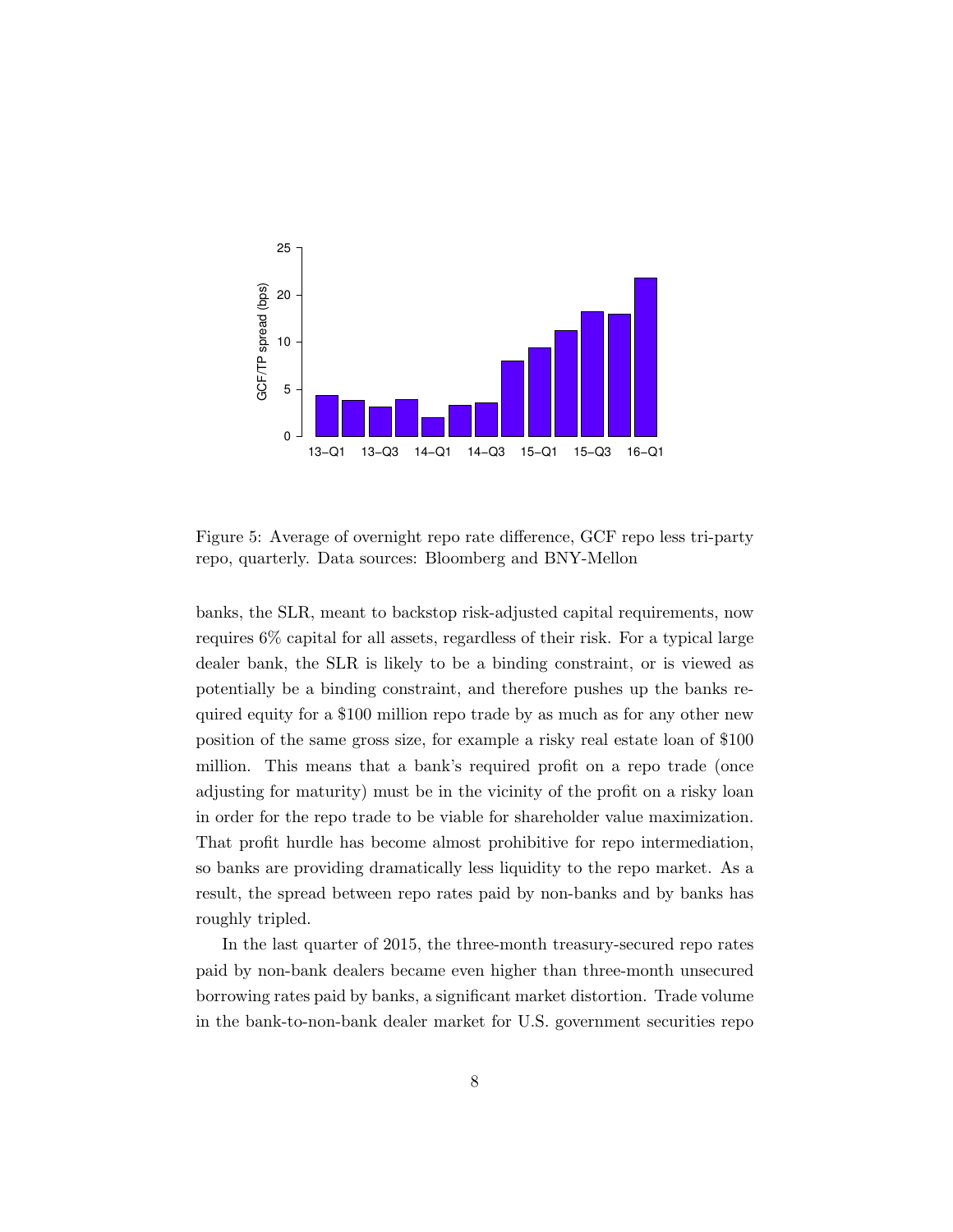Figure 5: Average of overnight repo rate difference, GCF repo less tri-party repo, quarterly. Data sources: Bloomberg and BNY-Mellon

banks, the SLR, meant to backstop risk-adjusted capital requirements, now requires 6% capital for all assets, regardless of their risk. For a typical large dealer bank, the SLR is likely to be a binding constraint, or is viewed as potentially be a binding constraint, and therefore pushes up the banks required equity for a $100 million repo trade by as much as for any other new position of the same gross size, for example a risky real estate loan of $100 million. This means that a bank's required profit on a repo trade (once adjusting for maturity) must be in the vicinity of the profit on a risky loan in order for the repo trade to be viable for shareholder value maximization. That profit hurdle has become almost prohibitive for repo intermediation, so banks are providing dramatically less liquidity to the repo market. As a result, the spread between repo rates paid by non-banks and by banks has roughly tripled.

In the last quarter of 2015, the three-month treasury-secured repo rates paid by non-bank dealers became even higher than three-month unsecured borrowing rates paid by banks, a significant market distortion. Trade volume in the bank-to-non-bank dealer market for U.S. government securities repo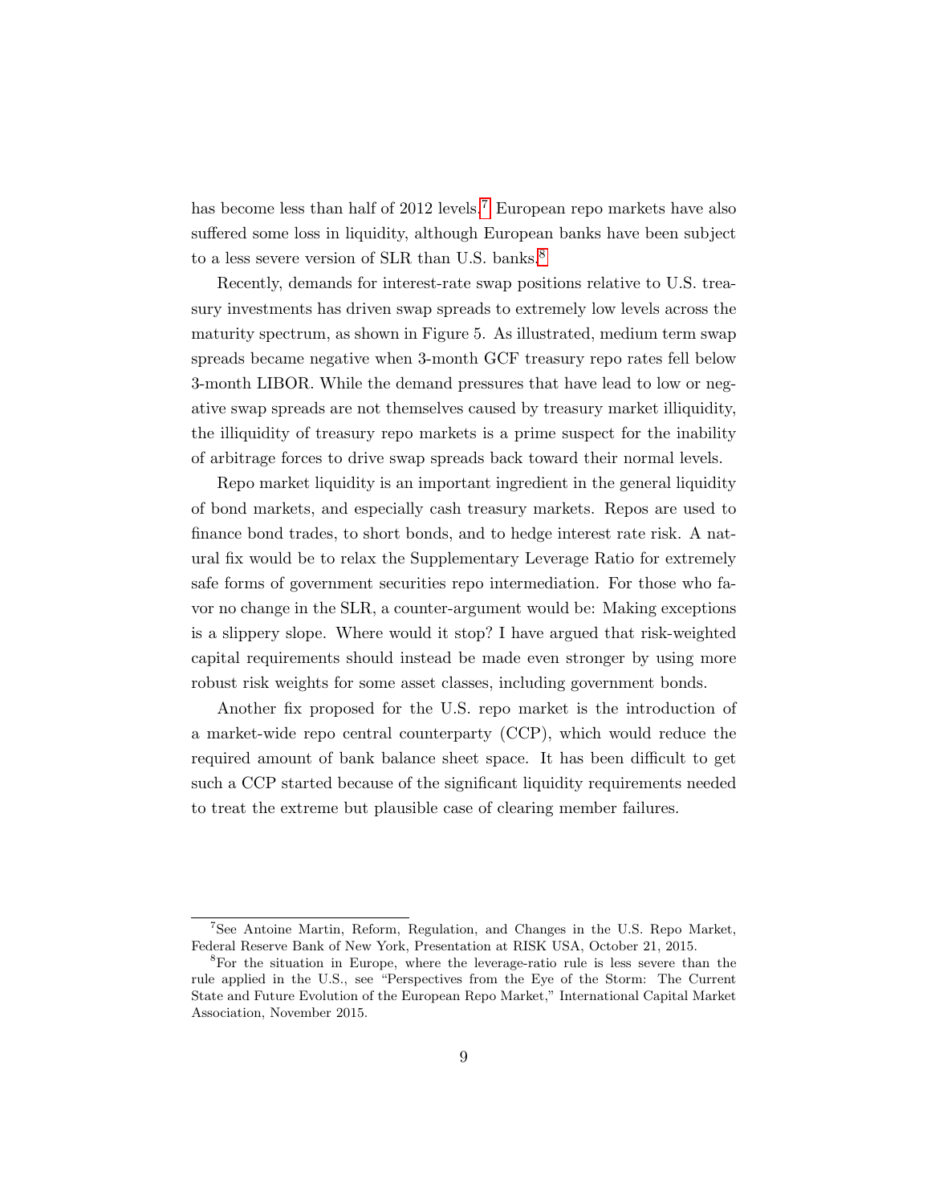has become less than half of 2012 levels.[7] European repo markets have also suffered some loss in liquidity, although European banks have been subject to a less severe version of SLR than U.S. banks.[8]

Recently, demands for interest-rate swap positions relative to U.S. treasury investments has driven swap spreads to extremely low levels across the maturity spectrum, as shown in Figure 5. As illustrated, medium term swap spreads became negative when 3-month GCF treasury repo rates fell below 3-month LIBOR. While the demand pressures that have lead to low or negative swap spreads are not themselves caused by treasury market illiquidity, the illiquidity of treasury repo markets is a prime suspect for the inability of arbitrage forces to drive swap spreads back toward their normal levels.

Repo market liquidity is an important ingredient in the general liquidity of bond markets, and especially cash treasury markets. Repos are used to finance bond trades, to short bonds, and to hedge interest rate risk. A natural fix would be to relax the Supplementary Leverage Ratio for extremely safe forms of government securities repo intermediation. For those who favor no change in the SLR, a counter-argument would be: Making exceptions is a slippery slope. Where would it stop? I have argued that risk-weighted capital requirements should instead be made even stronger by using more robust risk weights for some asset classes, including government bonds.

Another fix proposed for the U.S. repo market is the introduction of a market-wide repo central counterparty (CCP), which would reduce the required amount of bank balance sheet space. It has been difficult to get such a CCP started because of the significant liquidity requirements needed to treat the extreme but plausible case of clearing member failures.

---

[7] See Antoine Martin, Reform, Regulation, and Changes in the U.S. Repo Market, Federal Reserve Bank of New York, Presentation at RISK USA, October 21, 2015.

[8] For the situation in Europe, where the leverage-ratio rule is less severe than the rule applied in the U.S., see "Perspectives from the Eye of the Storm: The Current State and Future Evolution of the European Repo Market," International Capital Market Association, November 2015.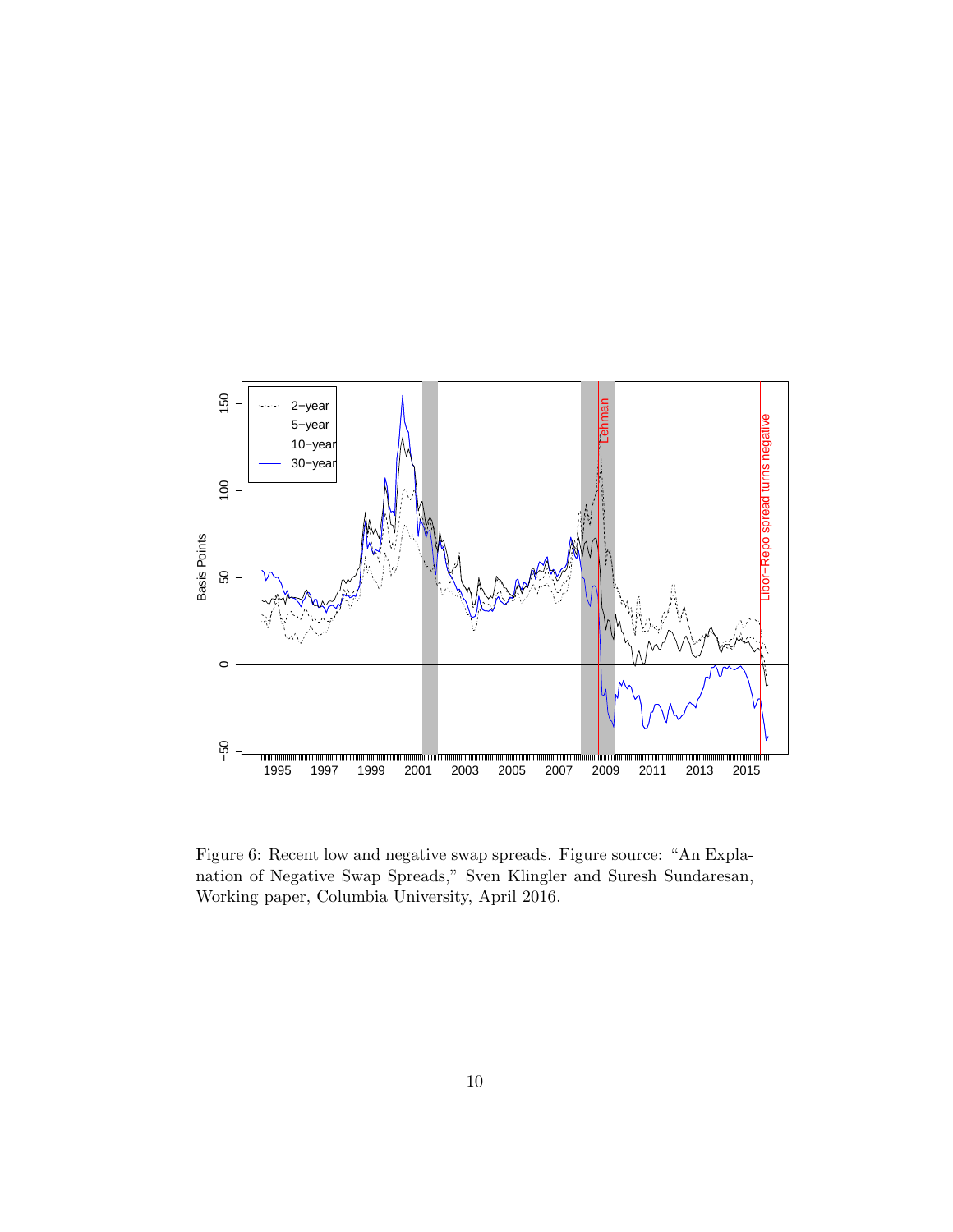150

100

50

0

−50

Basis Points

2−year

5−year

10−year

30−year

Lehman

Libor−Repo spread turns negative

1995 1997 1999 2001 2003 2005 2007 2009 2011 2013 2015

Figure 6: Recent low and negative swap spreads. Figure source: "An Explanation of Negative Swap Spreads," Sven Klingler and Suresh Sundaresan, Working paper, Columbia University, April 2016.